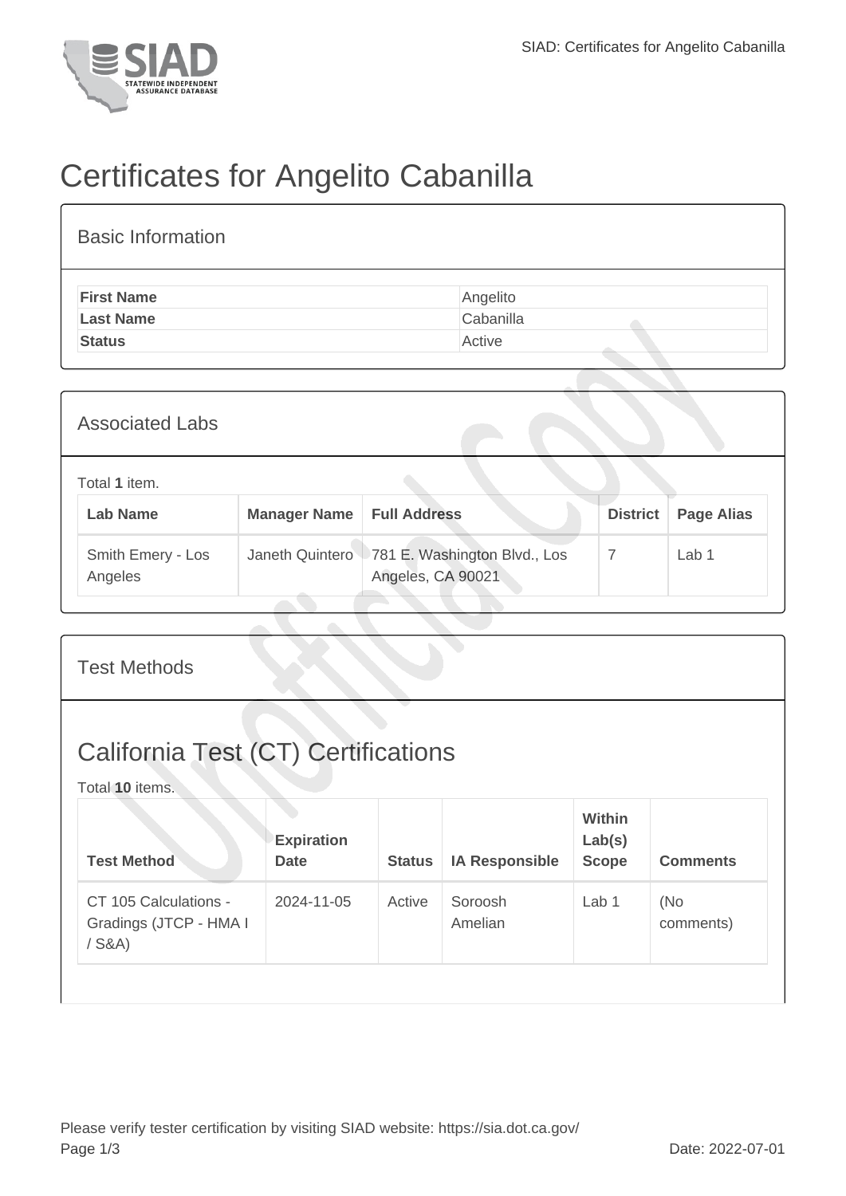# Certificates for Angelito Cabanilla

## Basic Information

| | |
|---|---|
| **First Name** | Angelito |
| **Last Name** | Cabanilla |
| **Status** | Active |

## Associated Labs

Total **1** item.

| Lab Name | Manager Name | Full Address | District | Page Alias |
|---|---|---|---|---|
| Smith Emery - Los Angeles | Janeth Quintero | 781 E. Washington Blvd., Los Angeles, CA 90021 | 7 | Lab 1 |

## Test Methods

## California Test (CT) Certifications

Total **10** items.

| Test Method | Expiration Date | Status | IA Responsible | Within Lab(s) Scope | Comments |
|---|---|---|---|---|---|
| CT 105 Calculations - Gradings (JTCP - HMA I / S&A) | 2024-11-05 | Active | Soroosh Amelian | Lab 1 | (No comments) |

Please verify tester certification by visiting SIAD website: https://sia.dot.ca.gov/

Date: 2022-07-01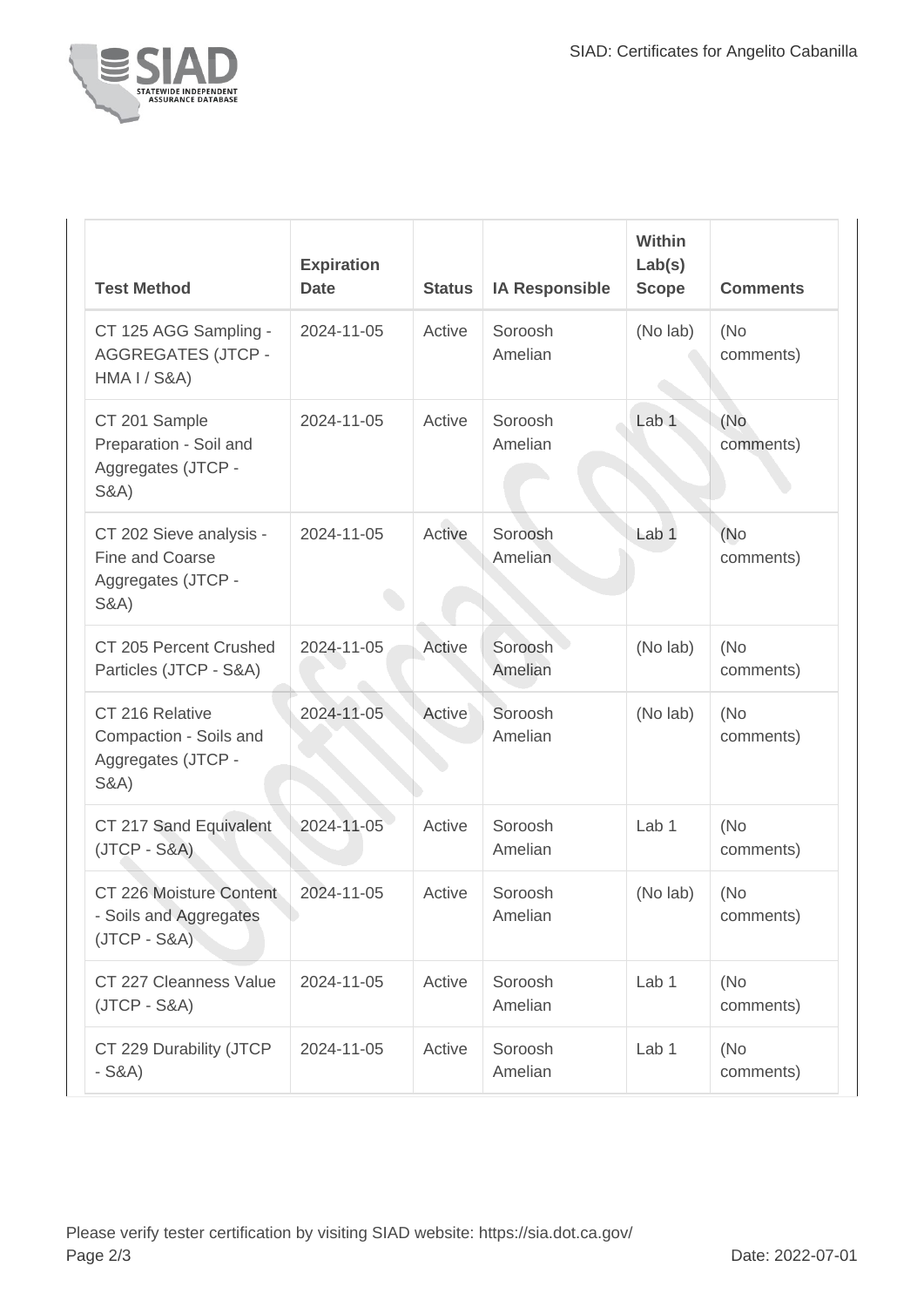| Test Method | Expiration Date | Status | IA Responsible | Within Lab(s) Scope | Comments |
|---|---|---|---|---|---|
| CT 125 AGG Sampling - AGGREGATES (JTCP - HMA I / S&A) | 2024-11-05 | Active | Soroosh Amelian | (No lab) | (No comments) |
| CT 201 Sample Preparation - Soil and Aggregates (JTCP - S&A) | 2024-11-05 | Active | Soroosh Amelian | Lab 1 | (No comments) |
| CT 202 Sieve analysis - Fine and Coarse Aggregates (JTCP - S&A) | 2024-11-05 | Active | Soroosh Amelian | Lab 1 | (No comments) |
| CT 205 Percent Crushed Particles (JTCP - S&A) | 2024-11-05 | Active | Soroosh Amelian | (No lab) | (No comments) |
| CT 216 Relative Compaction - Soils and Aggregates (JTCP - S&A) | 2024-11-05 | Active | Soroosh Amelian | (No lab) | (No comments) |
| CT 217 Sand Equivalent (JTCP - S&A) | 2024-11-05 | Active | Soroosh Amelian | Lab 1 | (No comments) |
| CT 226 Moisture Content - Soils and Aggregates (JTCP - S&A) | 2024-11-05 | Active | Soroosh Amelian | (No lab) | (No comments) |
| CT 227 Cleanness Value (JTCP - S&A) | 2024-11-05 | Active | Soroosh Amelian | Lab 1 | (No comments) |
| CT 229 Durability (JTCP - S&A) | 2024-11-05 | Active | Soroosh Amelian | Lab 1 | (No comments) |

Please verify tester certification by visiting SIAD website: https://sia.dot.ca.gov/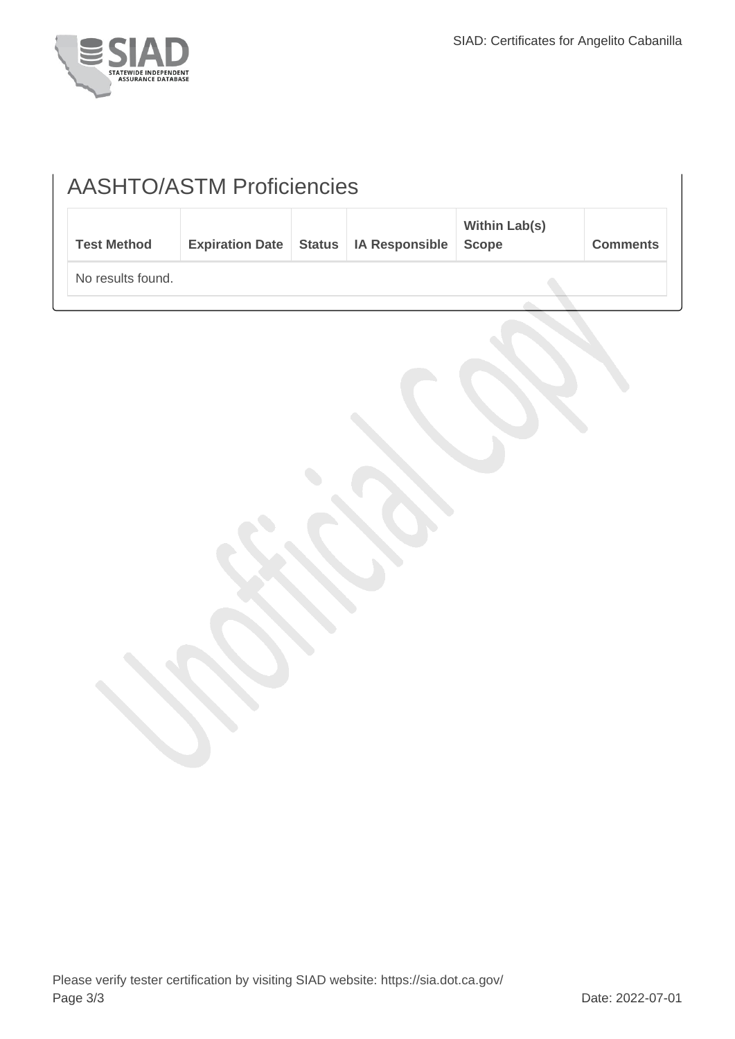## AASHTO/ASTM Proficiencies

| Test Method | Expiration Date | Status | IA Responsible | Within Lab(s) Scope | Comments |
|---|---|---|---|---|---|
| No results found. | | | | | |

Please verify tester certification by visiting SIAD website: https://sia.dot.ca.gov/

Date: 2022-07-01